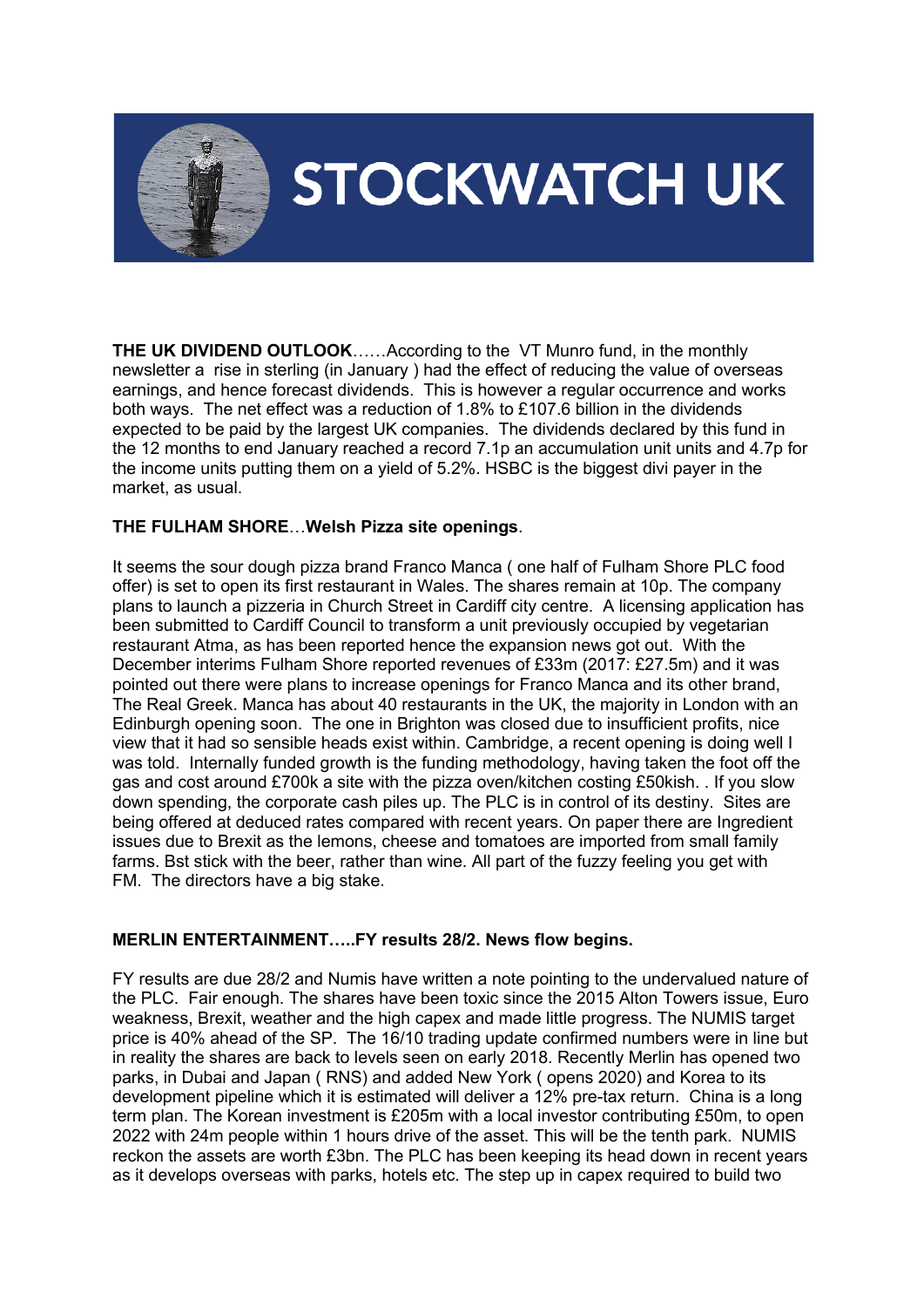# STOCKWATCH UK

**THE UK DIVIDEND OUTLOOK**……According to the VT Munro fund, in the monthly newsletter a rise in sterling (in January ) had the effect of reducing the value of overseas earnings, and hence forecast dividends. This is however a regular occurrence and works both ways. The net effect was a reduction of 1.8% to £107.6 billion in the dividends expected to be paid by the largest UK companies. The dividends declared by this fund in the 12 months to end January reached a record 7.1p an accumulation unit units and 4.7p for the income units putting them on a yield of 5.2%. HSBC is the biggest divi payer in the market, as usual.

**THE FULHAM SHORE**…**Welsh Pizza site openings**.

It seems the sour dough pizza brand Franco Manca ( one half of Fulham Shore PLC food offer) is set to open its first restaurant in Wales. The shares remain at 10p. The company plans to launch a pizzeria in Church Street in Cardiff city centre. A licensing application has been submitted to Cardiff Council to transform a unit previously occupied by vegetarian restaurant Atma, as has been reported hence the expansion news got out. With the December interims Fulham Shore reported revenues of £33m (2017: £27.5m) and it was pointed out there were plans to increase openings for Franco Manca and its other brand, The Real Greek. Manca has about 40 restaurants in the UK, the majority in London with an Edinburgh opening soon. The one in Brighton was closed due to insufficient profits, nice view that it had so sensible heads exist within. Cambridge, a recent opening is doing well I was told. Internally funded growth is the funding methodology, having taken the foot off the gas and cost around £700k a site with the pizza oven/kitchen costing £50kish. . If you slow down spending, the corporate cash piles up. The PLC is in control of its destiny. Sites are being offered at deduced rates compared with recent years. On paper there are Ingredient issues due to Brexit as the lemons, cheese and tomatoes are imported from small family farms. Bst stick with the beer, rather than wine. All part of the fuzzy feeling you get with FM. The directors have a big stake.

**MERLIN ENTERTAINMENT…..FY results 28/2. News flow begins.**

FY results are due 28/2 and Numis have written a note pointing to the undervalued nature of the PLC. Fair enough. The shares have been toxic since the 2015 Alton Towers issue, Euro weakness, Brexit, weather and the high capex and made little progress. The NUMIS target price is 40% ahead of the SP. The 16/10 trading update confirmed numbers were in line but in reality the shares are back to levels seen on early 2018. Recently Merlin has opened two parks, in Dubai and Japan ( RNS) and added New York ( opens 2020) and Korea to its development pipeline which it is estimated will deliver a 12% pre-tax return. China is a long term plan. The Korean investment is £205m with a local investor contributing £50m, to open 2022 with 24m people within 1 hours drive of the asset. This will be the tenth park. NUMIS reckon the assets are worth £3bn. The PLC has been keeping its head down in recent years as it develops overseas with parks, hotels etc. The step up in capex required to build two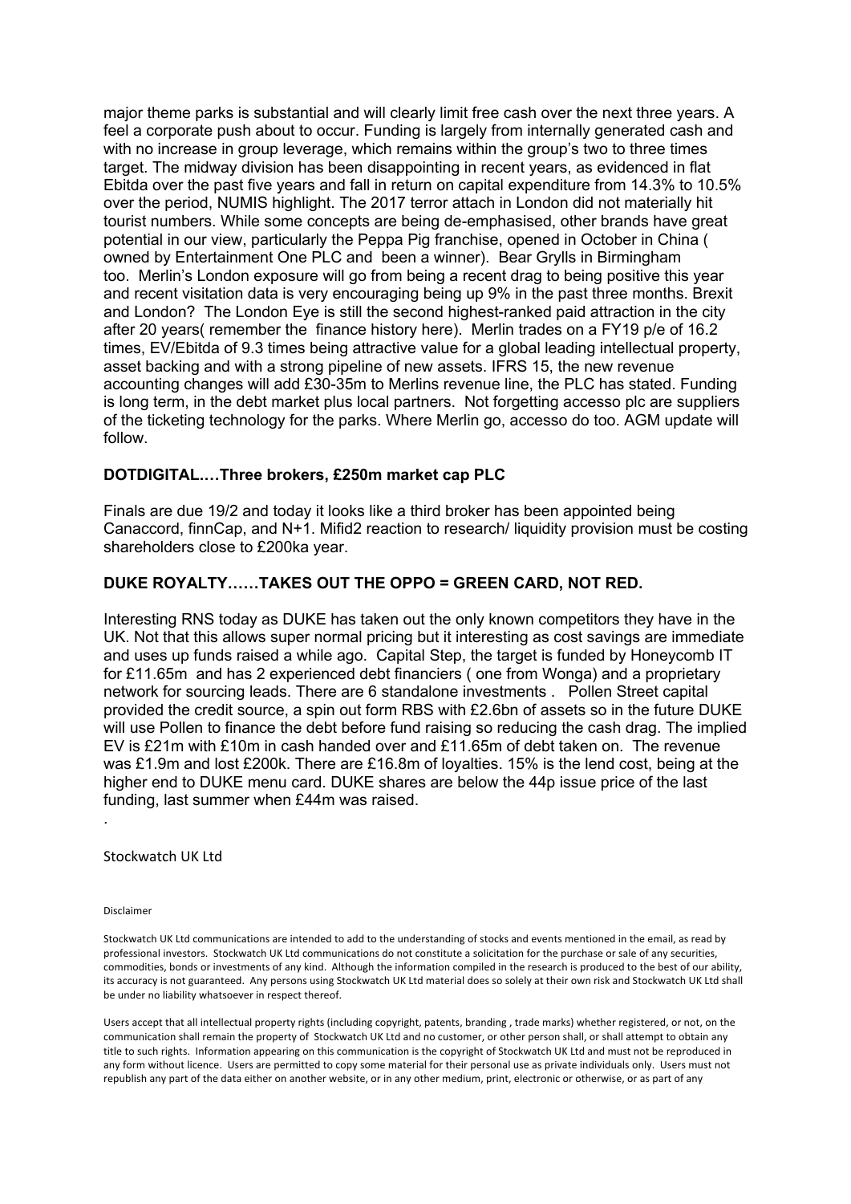major theme parks is substantial and will clearly limit free cash over the next three years. A feel a corporate push about to occur. Funding is largely from internally generated cash and with no increase in group leverage, which remains within the group's two to three times target. The midway division has been disappointing in recent years, as evidenced in flat Ebitda over the past five years and fall in return on capital expenditure from 14.3% to 10.5% over the period, NUMIS highlight. The 2017 terror attach in London did not materially hit tourist numbers. While some concepts are being de-emphasised, other brands have great potential in our view, particularly the Peppa Pig franchise, opened in October in China ( owned by Entertainment One PLC and been a winner). Bear Grylls in Birmingham too. Merlin's London exposure will go from being a recent drag to being positive this year and recent visitation data is very encouraging being up 9% in the past three months. Brexit and London? The London Eye is still the second highest-ranked paid attraction in the city after 20 years( remember the finance history here). Merlin trades on a FY19 p/e of 16.2 times, EV/Ebitda of 9.3 times being attractive value for a global leading intellectual property, asset backing and with a strong pipeline of new assets. IFRS 15, the new revenue accounting changes will add £30-35m to Merlins revenue line, the PLC has stated. Funding is long term, in the debt market plus local partners. Not forgetting accesso plc are suppliers of the ticketing technology for the parks. Where Merlin go, accesso do too. AGM update will follow.

**DOTDIGITAL.…Three brokers, £250m market cap PLC**

Finals are due 19/2 and today it looks like a third broker has been appointed being Canaccord, finnCap, and N+1. Mifid2 reaction to research/ liquidity provision must be costing shareholders close to £200ka year.

**DUKE ROYALTY……TAKES OUT THE OPPO = GREEN CARD, NOT RED.**

Interesting RNS today as DUKE has taken out the only known competitors they have in the UK. Not that this allows super normal pricing but it interesting as cost savings are immediate and uses up funds raised a while ago. Capital Step, the target is funded by Honeycomb IT for £11.65m and has 2 experienced debt financiers ( one from Wonga) and a proprietary network for sourcing leads. There are 6 standalone investments . Pollen Street capital provided the credit source, a spin out form RBS with £2.6bn of assets so in the future DUKE will use Pollen to finance the debt before fund raising so reducing the cash drag. The implied EV is £21m with £10m in cash handed over and £11.65m of debt taken on. The revenue was £1.9m and lost £200k. There are £16.8m of loyalties. 15% is the lend cost, being at the higher end to DUKE menu card. DUKE shares are below the 44p issue price of the last funding, last summer when £44m was raised.

.

Stockwatch UK Ltd

Disclaimer

Stockwatch UK Ltd communications are intended to add to the understanding of stocks and events mentioned in the email, as read by professional investors. Stockwatch UK Ltd communications do not constitute a solicitation for the purchase or sale of any securities, commodities, bonds or investments of any kind. Although the information compiled in the research is produced to the best of our ability, its accuracy is not guaranteed. Any persons using Stockwatch UK Ltd material does so solely at their own risk and Stockwatch UK Ltd shall be under no liability whatsoever in respect thereof.

Users accept that all intellectual property rights (including copyright, patents, branding , trade marks) whether registered, or not, on the communication shall remain the property of Stockwatch UK Ltd and no customer, or other person shall, or shall attempt to obtain any title to such rights. Information appearing on this communication is the copyright of Stockwatch UK Ltd and must not be reproduced in any form without licence. Users are permitted to copy some material for their personal use as private individuals only. Users must not republish any part of the data either on another website, or in any other medium, print, electronic or otherwise, or as part of any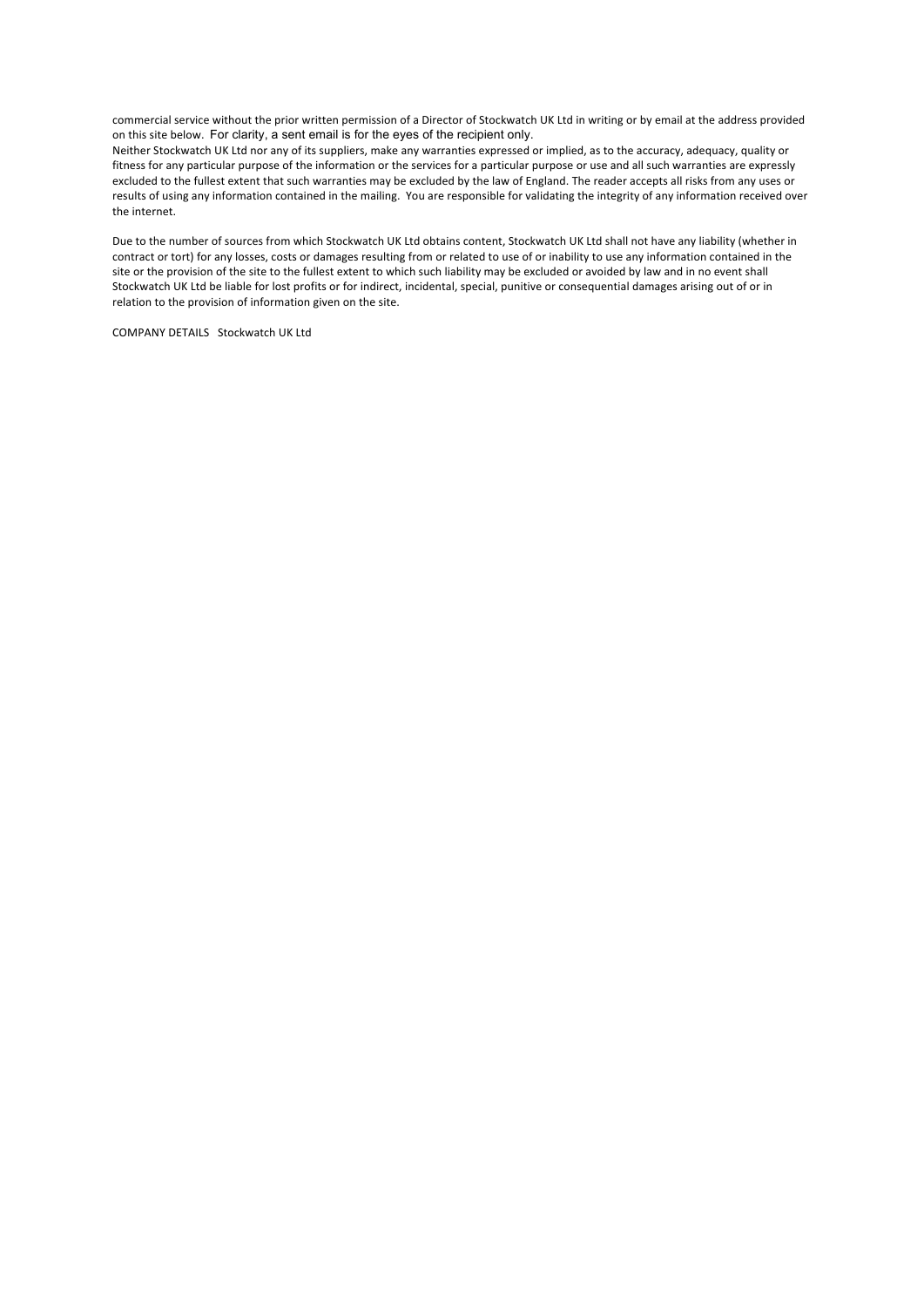commercial service without the prior written permission of a Director of Stockwatch UK Ltd in writing or by email at the address provided on this site below. For clarity, a sent email is for the eyes of the recipient only.
Neither Stockwatch UK Ltd nor any of its suppliers, make any warranties expressed or implied, as to the accuracy, adequacy, quality or fitness for any particular purpose of the information or the services for a particular purpose or use and all such warranties are expressly excluded to the fullest extent that such warranties may be excluded by the law of England. The reader accepts all risks from any uses or results of using any information contained in the mailing. You are responsible for validating the integrity of any information received over the internet.

Due to the number of sources from which Stockwatch UK Ltd obtains content, Stockwatch UK Ltd shall not have any liability (whether in contract or tort) for any losses, costs or damages resulting from or related to use of or inability to use any information contained in the site or the provision of the site to the fullest extent to which such liability may be excluded or avoided by law and in no event shall Stockwatch UK Ltd be liable for lost profits or for indirect, incidental, special, punitive or consequential damages arising out of or in relation to the provision of information given on the site.

COMPANY DETAILS Stockwatch UK Ltd